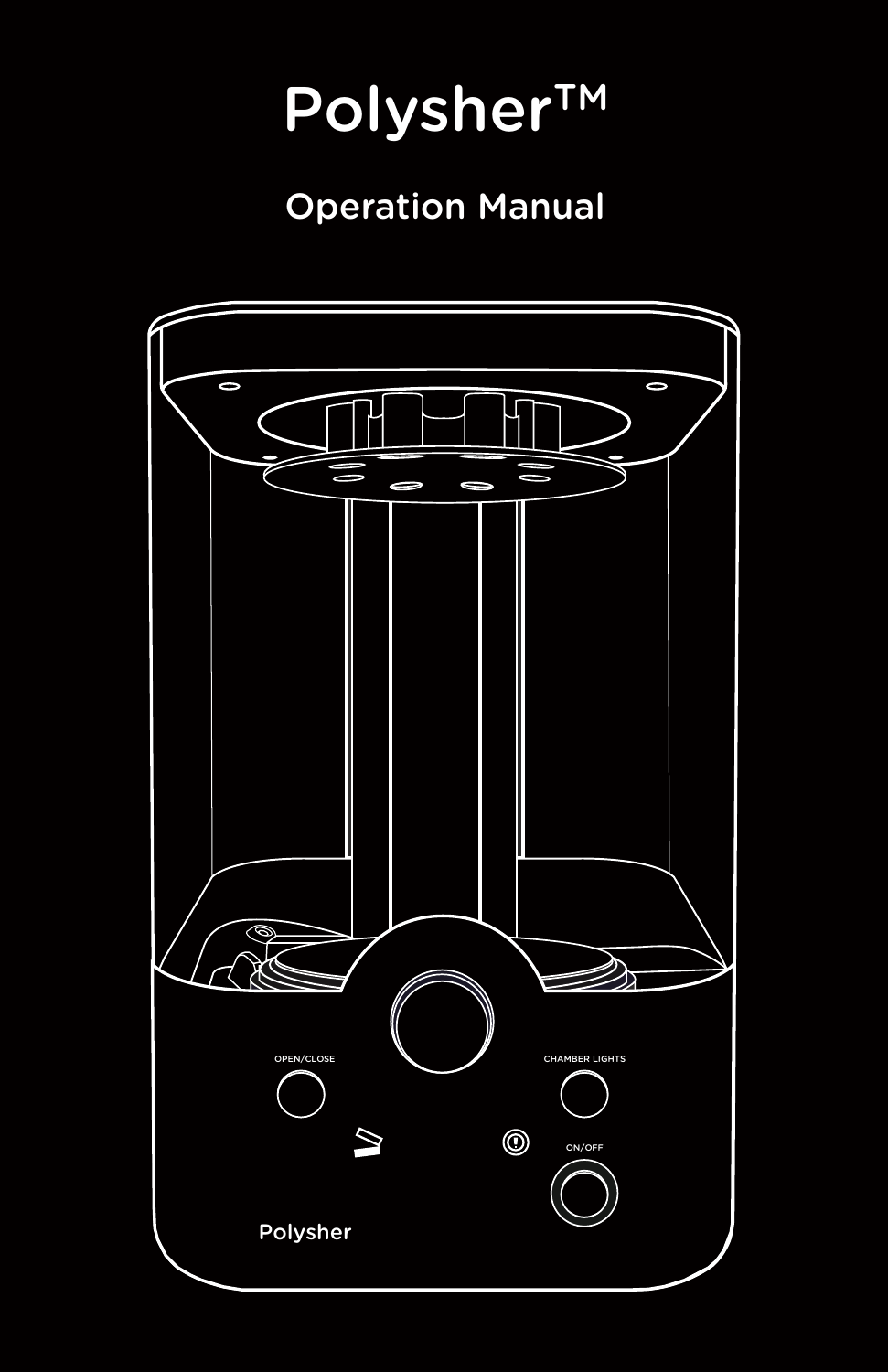# Polysher™

## Operation Manual

OPEN/CLOSE

CHAMBER LIGHTS

ON/OFF

Polysher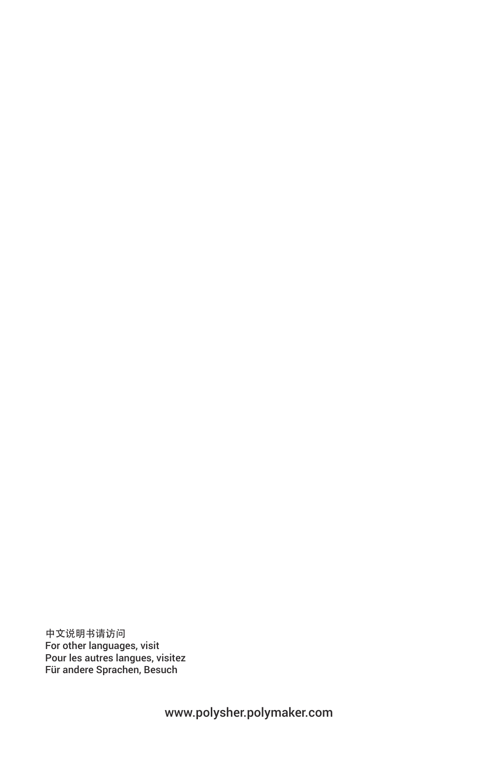中文说明书请访问
For other languages, visit
Pour les autres langues, visitez
Für andere Sprachen, Besuch

www.polysher.polymaker.com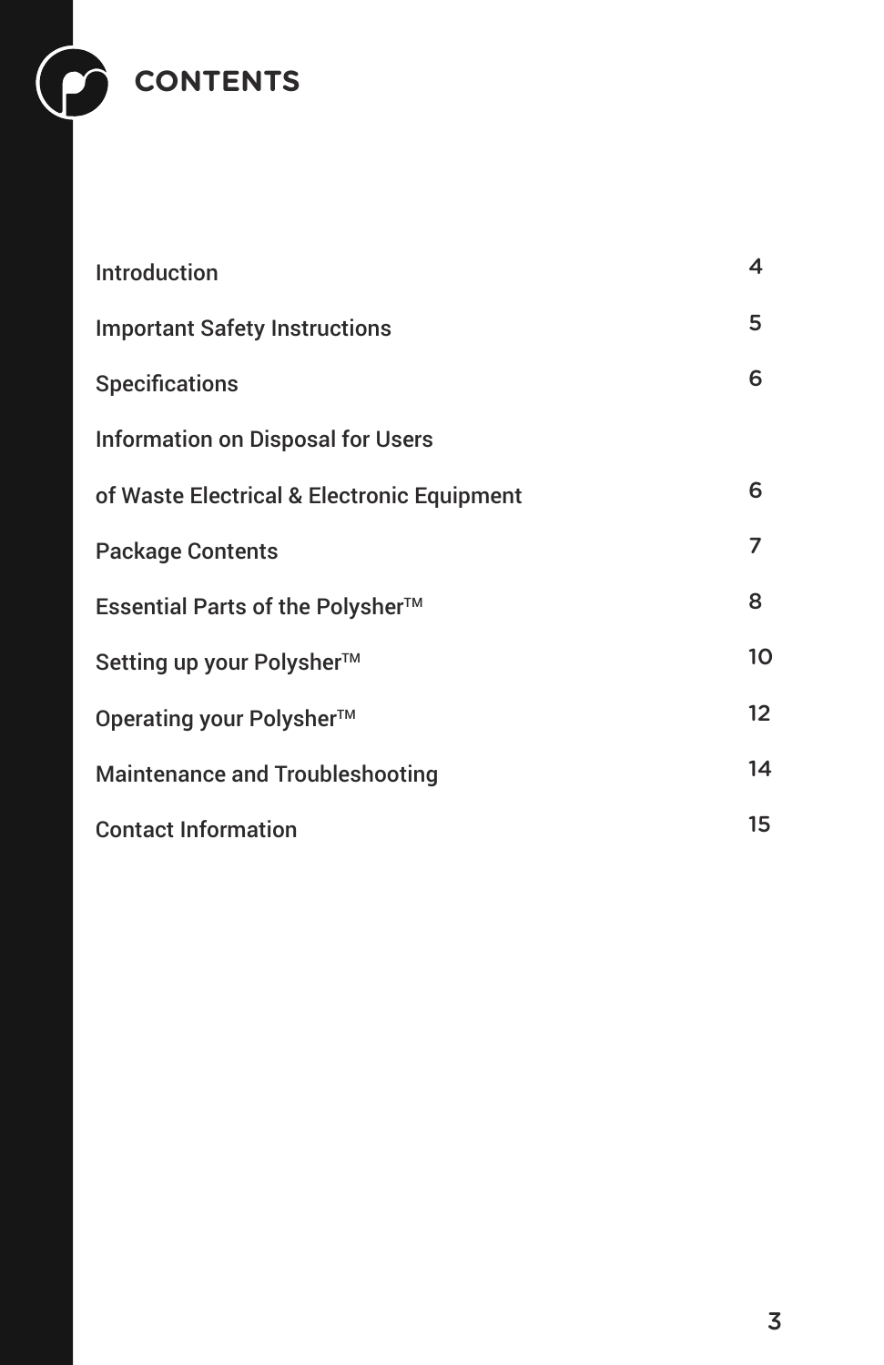# CONTENTS

| | |
|---|---|
| Introduction | 4 |
| Important Safety Instructions | 5 |
| Specifications | 6 |
| Information on Disposal for Users of Waste Electrical & Electronic Equipment | 6 |
| Package Contents | 7 |
| Essential Parts of the Polysher™ | 8 |
| Setting up your Polysher™ | 10 |
| Operating your Polysher™ | 12 |
| Maintenance and Troubleshooting | 14 |
| Contact Information | 15 |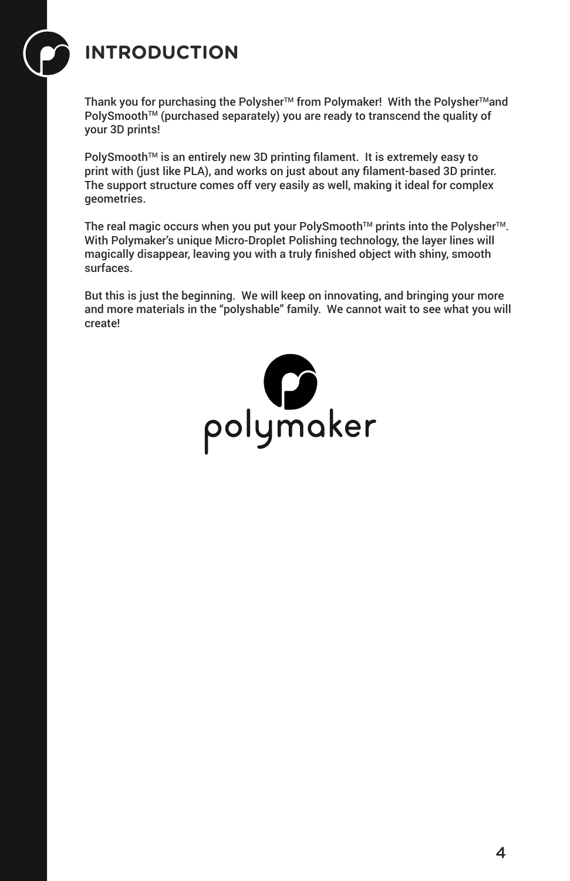# INTRODUCTION

Thank you for purchasing the Polysher™ from Polymaker! With the Polysher™ and PolySmooth™ (purchased separately) you are ready to transcend the quality of your 3D prints!

PolySmooth™ is an entirely new 3D printing filament. It is extremely easy to print with (just like PLA), and works on just about any filament-based 3D printer. The support structure comes off very easily as well, making it ideal for complex geometries.

The real magic occurs when you put your PolySmooth™ prints into the Polysher™. With Polymaker's unique Micro-Droplet Polishing technology, the layer lines will magically disappear, leaving you with a truly finished object with shiny, smooth surfaces.

But this is just the beginning. We will keep on innovating, and bringing your more and more materials in the "polyshable" family. We cannot wait to see what you will create!

polymaker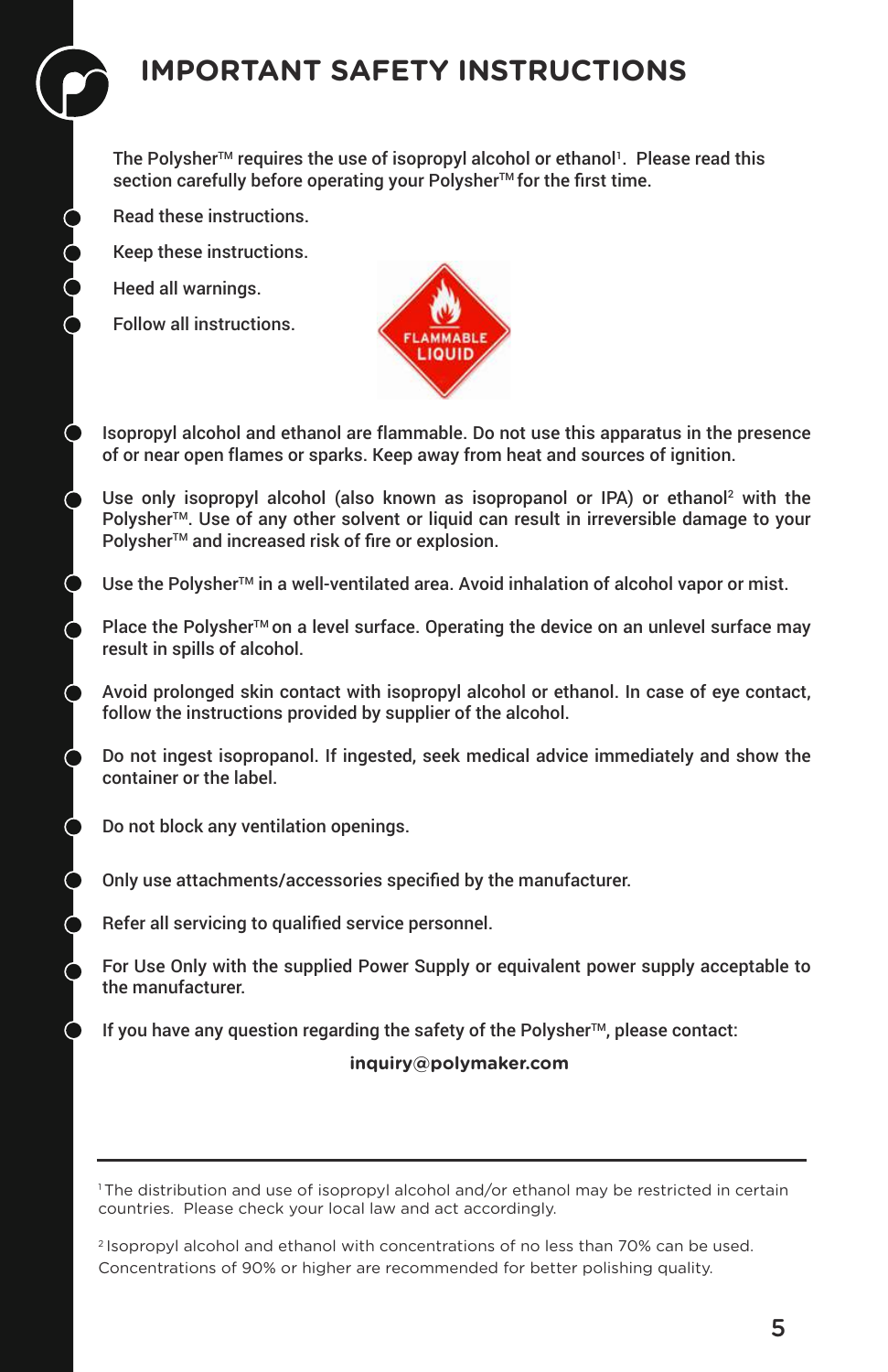# IMPORTANT SAFETY INSTRUCTIONS

The Polysher™ requires the use of isopropyl alcohol or ethanol[1]. Please read this section carefully before operating your Polysher™ for the first time.

- Read these instructions.
- Keep these instructions.
- Heed all warnings.
- Follow all instructions.

FLAMMABLE LIQUID

- Isopropyl alcohol and ethanol are flammable. Do not use this apparatus in the presence of or near open flames or sparks. Keep away from heat and sources of ignition.
- Use only isopropyl alcohol (also known as isopropanol or IPA) or ethanol[2] with the Polysher™. Use of any other solvent or liquid can result in irreversible damage to your Polysher™ and increased risk of fire or explosion.
- Use the Polysher™ in a well-ventilated area. Avoid inhalation of alcohol vapor or mist.
- Place the Polysher™ on a level surface. Operating the device on an unlevel surface may result in spills of alcohol.
- Avoid prolonged skin contact with isopropyl alcohol or ethanol. In case of eye contact, follow the instructions provided by supplier of the alcohol.
- Do not ingest isopropanol. If ingested, seek medical advice immediately and show the container or the label.
- Do not block any ventilation openings.
- Only use attachments/accessories specified by the manufacturer.
- Refer all servicing to qualified service personnel.
- For Use Only with the supplied Power Supply or equivalent power supply acceptable to the manufacturer.
- If you have any question regarding the safety of the Polysher™, please contact:

**inquiry@polymaker.com**

---

[1] The distribution and use of isopropyl alcohol and/or ethanol may be restricted in certain countries. Please check your local law and act accordingly.

[2] Isopropyl alcohol and ethanol with concentrations of no less than 70% can be used. Concentrations of 90% or higher are recommended for better polishing quality.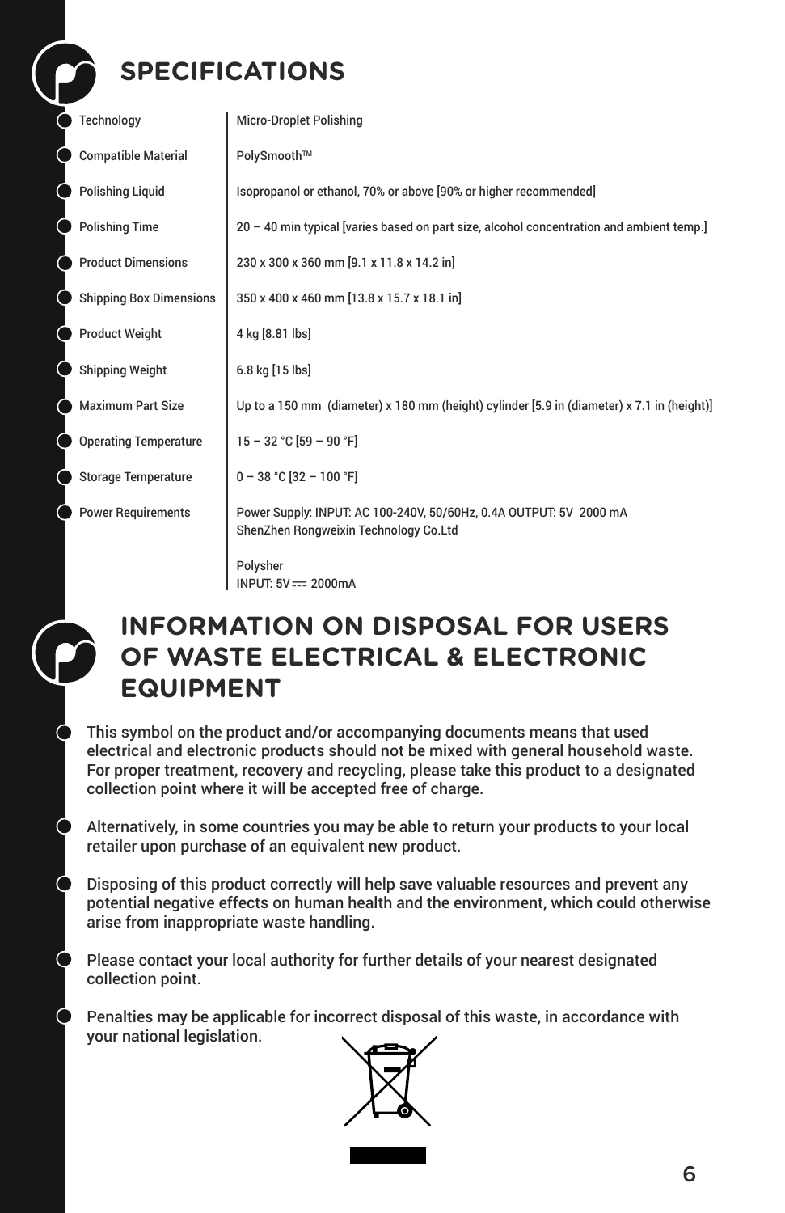## SPECIFICATIONS

| | |
|---|---|
| Technology | Micro-Droplet Polishing |
| Compatible Material | PolySmooth™ |
| Polishing Liquid | Isopropanol or ethanol, 70% or above [90% or higher recommended] |
| Polishing Time | 20 – 40 min typical [varies based on part size, alcohol concentration and ambient temp.] |
| Product Dimensions | 230 x 300 x 360 mm [9.1 x 11.8 x 14.2 in] |
| Shipping Box Dimensions | 350 x 400 x 460 mm [13.8 x 15.7 x 18.1 in] |
| Product Weight | 4 kg [8.81 lbs] |
| Shipping Weight | 6.8 kg [15 lbs] |
| Maximum Part Size | Up to a 150 mm (diameter) x 180 mm (height) cylinder [5.9 in (diameter) x 7.1 in (height)] |
| Operating Temperature | 15 – 32 °C [59 – 90 °F] |
| Storage Temperature | 0 – 38 °C [32 – 100 °F] |
| Power Requirements | Power Supply: INPUT: AC 100-240V, 50/60Hz, 0.4A OUTPUT: 5V 2000 mA<br>ShenZhen Rongweixin Technology Co.Ltd<br><br>Polysher<br>INPUT: 5V ⎓ 2000mA |

## INFORMATION ON DISPOSAL FOR USERS OF WASTE ELECTRICAL & ELECTRONIC EQUIPMENT

- This symbol on the product and/or accompanying documents means that used electrical and electronic products should not be mixed with general household waste. For proper treatment, recovery and recycling, please take this product to a designated collection point where it will be accepted free of charge.
- Alternatively, in some countries you may be able to return your products to your local retailer upon purchase of an equivalent new product.
- Disposing of this product correctly will help save valuable resources and prevent any potential negative effects on human health and the environment, which could otherwise arise from inappropriate waste handling.
- Please contact your local authority for further details of your nearest designated collection point.
- Penalties may be applicable for incorrect disposal of this waste, in accordance with your national legislation.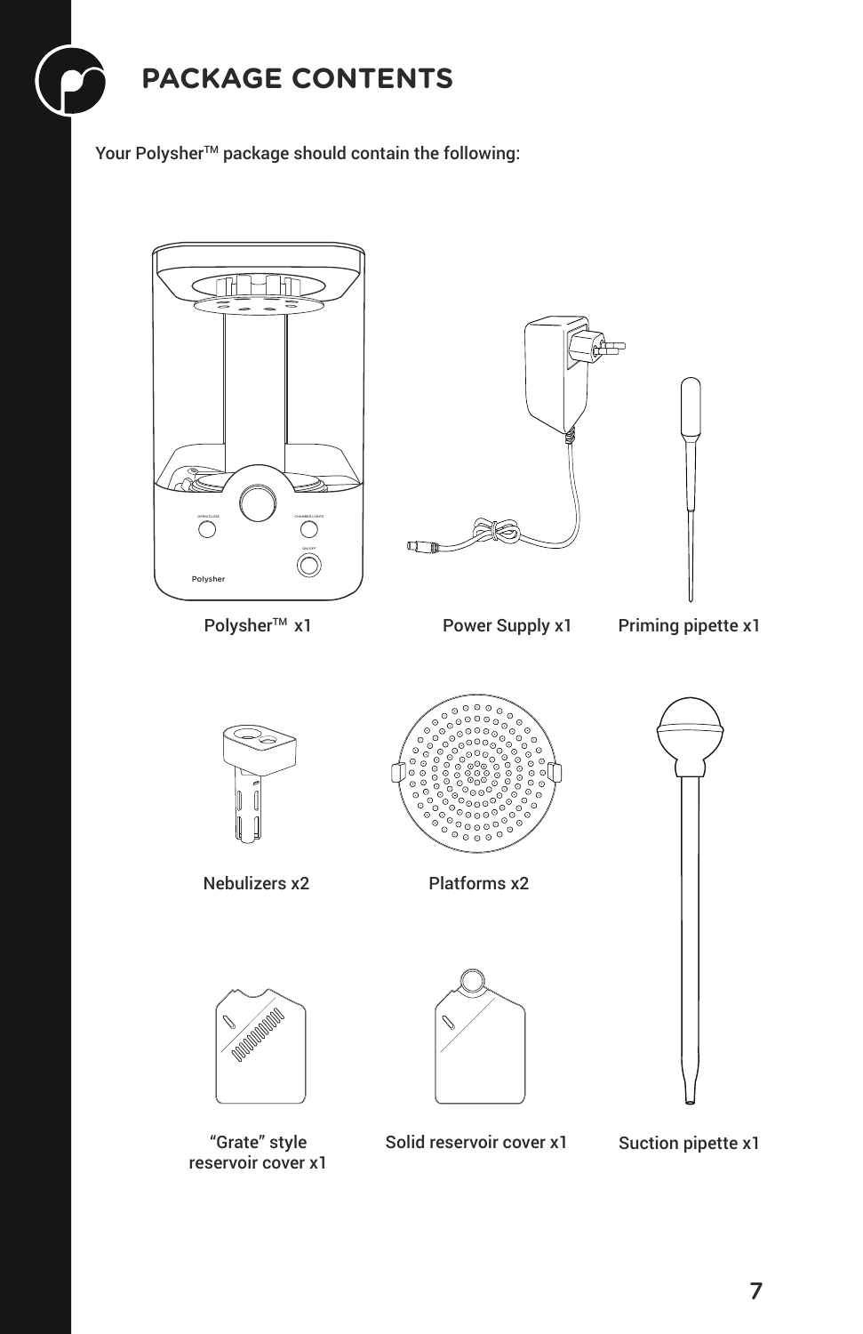# PACKAGE CONTENTS

Your Polysher™ package should contain the following:

Polysher™ x1

Power Supply x1

Priming pipette x1

Nebulizers x2

Platforms x2

"Grate" style reservoir cover x1

Solid reservoir cover x1

Suction pipette x1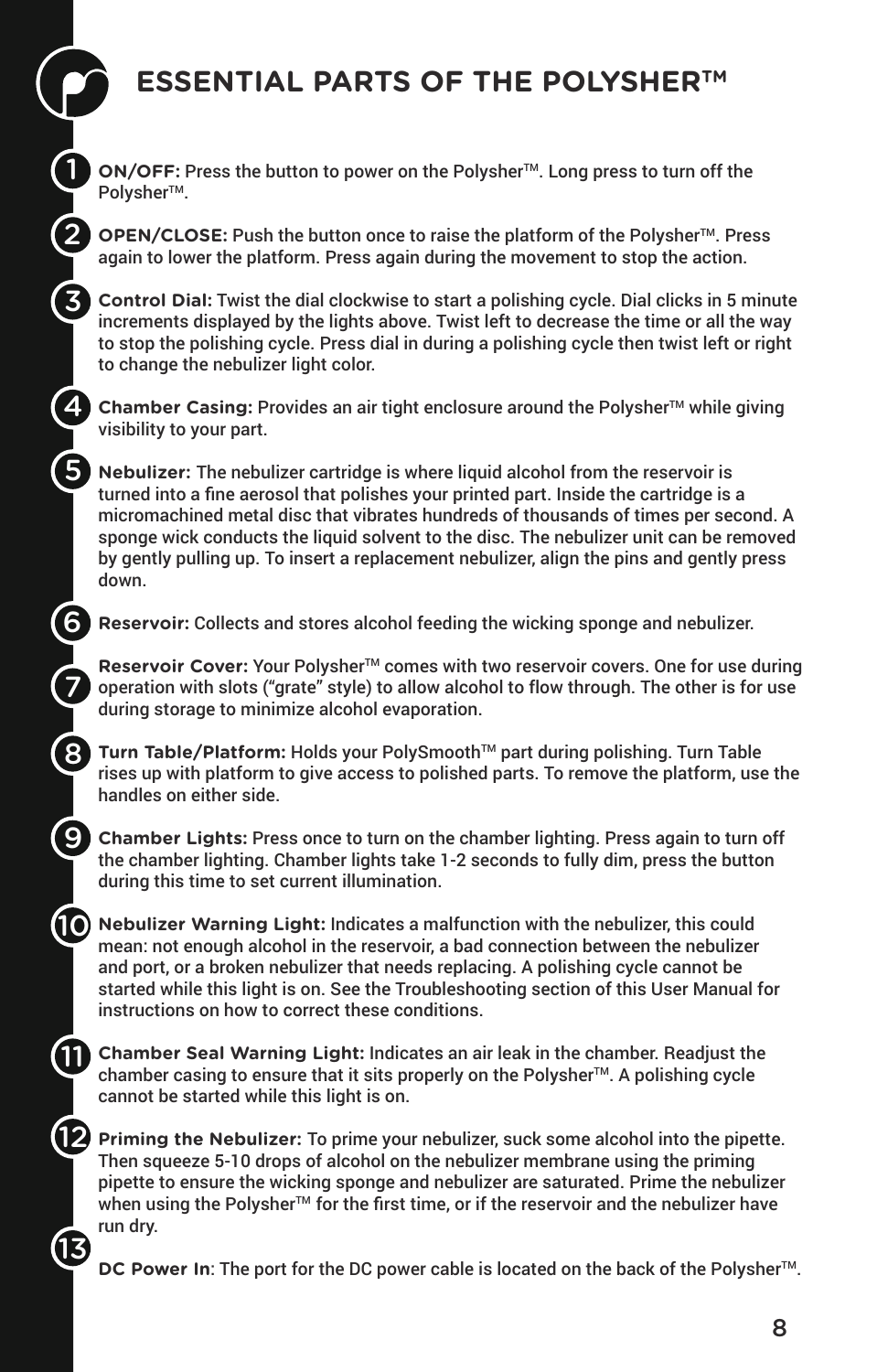# ESSENTIAL PARTS OF THE POLYSHER™

1. **ON/OFF:** Press the button to power on the Polysher™. Long press to turn off the Polysher™.

2. **OPEN/CLOSE:** Push the button once to raise the platform of the Polysher™. Press again to lower the platform. Press again during the movement to stop the action.

3. **Control Dial:** Twist the dial clockwise to start a polishing cycle. Dial clicks in 5 minute increments displayed by the lights above. Twist left to decrease the time or all the way to stop the polishing cycle. Press dial in during a polishing cycle then twist left or right to change the nebulizer light color.

4. **Chamber Casing:** Provides an air tight enclosure around the Polysher™ while giving visibility to your part.

5. **Nebulizer:** The nebulizer cartridge is where liquid alcohol from the reservoir is turned into a fine aerosol that polishes your printed part. Inside the cartridge is a micromachined metal disc that vibrates hundreds of thousands of times per second. A sponge wick conducts the liquid solvent to the disc. The nebulizer unit can be removed by gently pulling up. To insert a replacement nebulizer, align the pins and gently press down.

6. **Reservoir:** Collects and stores alcohol feeding the wicking sponge and nebulizer.

7. **Reservoir Cover:** Your Polysher™ comes with two reservoir covers. One for use during operation with slots ("grate" style) to allow alcohol to flow through. The other is for use during storage to minimize alcohol evaporation.

8. **Turn Table/Platform:** Holds your PolySmooth™ part during polishing. Turn Table rises up with platform to give access to polished parts. To remove the platform, use the handles on either side.

9. **Chamber Lights:** Press once to turn on the chamber lighting. Press again to turn off the chamber lighting. Chamber lights take 1-2 seconds to fully dim, press the button during this time to set current illumination.

10. **Nebulizer Warning Light:** Indicates a malfunction with the nebulizer, this could mean: not enough alcohol in the reservoir, a bad connection between the nebulizer and port, or a broken nebulizer that needs replacing. A polishing cycle cannot be started while this light is on. See the Troubleshooting section of this User Manual for instructions on how to correct these conditions.

11. **Chamber Seal Warning Light:** Indicates an air leak in the chamber. Readjust the chamber casing to ensure that it sits properly on the Polysher™. A polishing cycle cannot be started while this light is on.

12. **Priming the Nebulizer:** To prime your nebulizer, suck some alcohol into the pipette. Then squeeze 5-10 drops of alcohol on the nebulizer membrane using the priming pipette to ensure the wicking sponge and nebulizer are saturated. Prime the nebulizer when using the Polysher™ for the first time, or if the reservoir and the nebulizer have run dry.

13. **DC Power In**: The port for the DC power cable is located on the back of the Polysher™.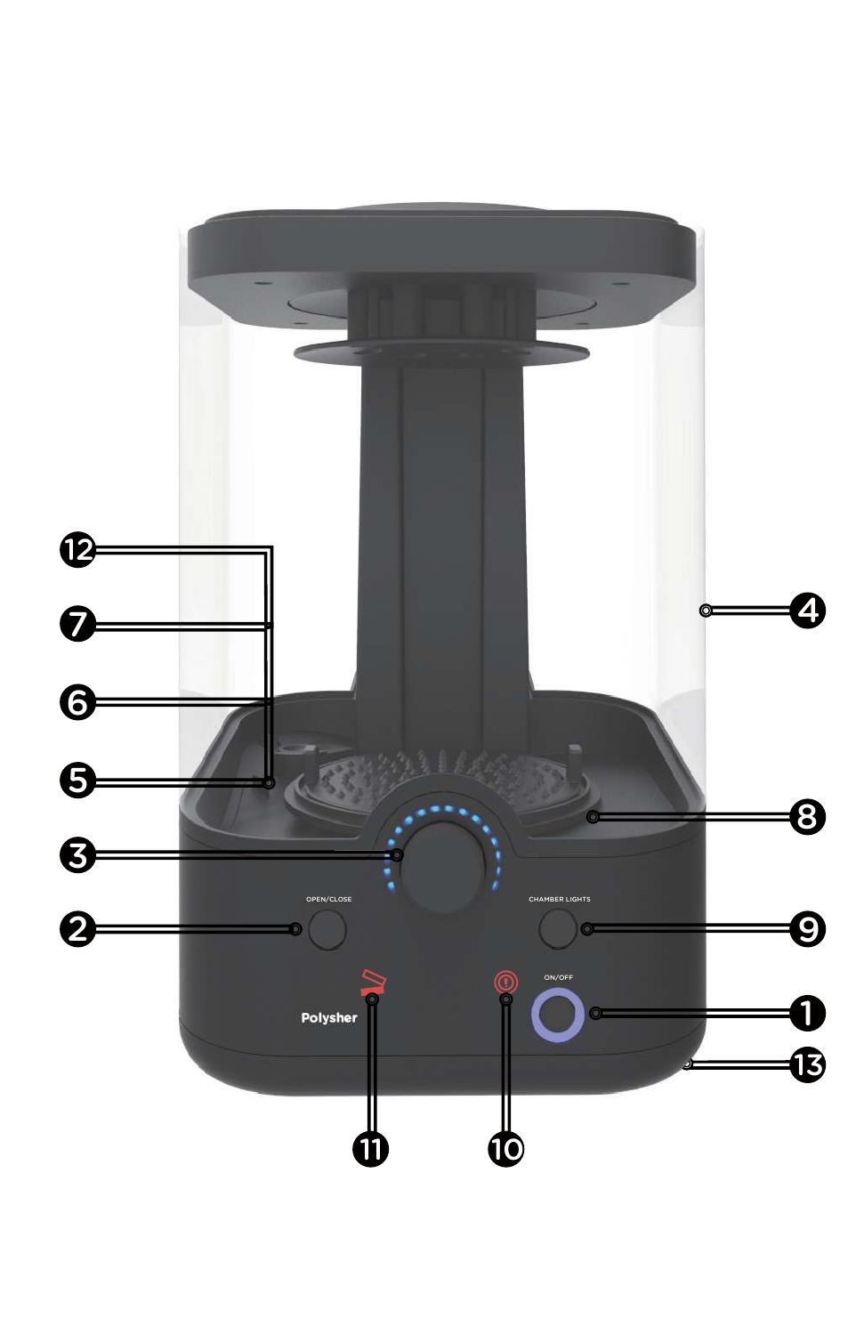OPEN/CLOSE

CHAMBER LIGHTS

ON/OFF

Polysher

1 2 3 4 5 6 7 8 9 10 11 12 13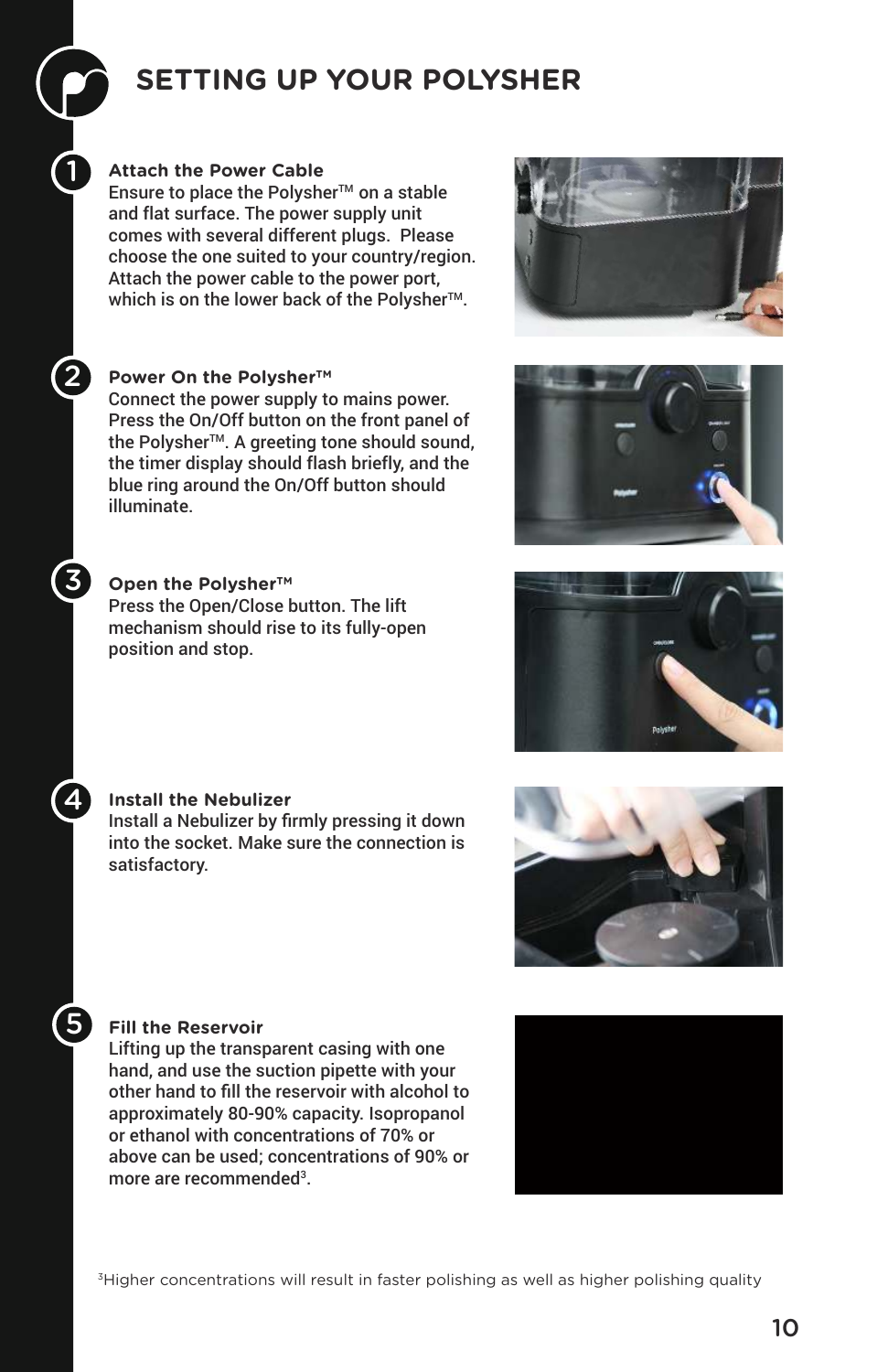# SETTING UP YOUR POLYSHER

## 1 Attach the Power Cable

Ensure to place the Polysher™ on a stable and flat surface. The power supply unit comes with several different plugs. Please choose the one suited to your country/region. Attach the power cable to the power port, which is on the lower back of the Polysher™.

## 2 Power On the Polysher™

Connect the power supply to mains power. Press the On/Off button on the front panel of the Polysher™. A greeting tone should sound, the timer display should flash briefly, and the blue ring around the On/Off button should illuminate.

## 3 Open the Polysher™

Press the Open/Close button. The lift mechanism should rise to its fully-open position and stop.

## 4 Install the Nebulizer

Install a Nebulizer by firmly pressing it down into the socket. Make sure the connection is satisfactory.

## 5 Fill the Reservoir

Lifting up the transparent casing with one hand, and use the suction pipette with your other hand to fill the reservoir with alcohol to approximately 80-90% capacity. Isopropanol or ethanol with concentrations of 70% or above can be used; concentrations of 90% or more are recommended[3].

[3]Higher concentrations will result in faster polishing as well as higher polishing quality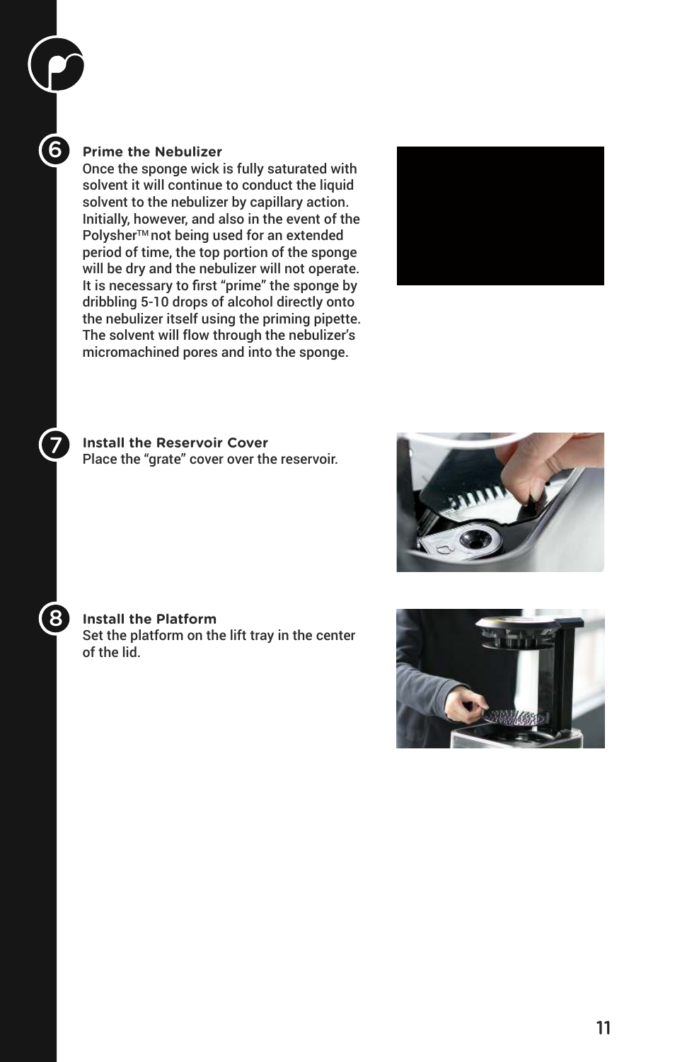### 6 Prime the Nebulizer

Once the sponge wick is fully saturated with solvent it will continue to conduct the liquid solvent to the nebulizer by capillary action. Initially, however, and also in the event of the Polysher™ not being used for an extended period of time, the top portion of the sponge will be dry and the nebulizer will not operate. It is necessary to first "prime" the sponge by dribbling 5-10 drops of alcohol directly onto the nebulizer itself using the priming pipette. The solvent will flow through the nebulizer's micromachined pores and into the sponge.

### 7 Install the Reservoir Cover

Place the "grate" cover over the reservoir.

### 8 Install the Platform

Set the platform on the lift tray in the center of the lid.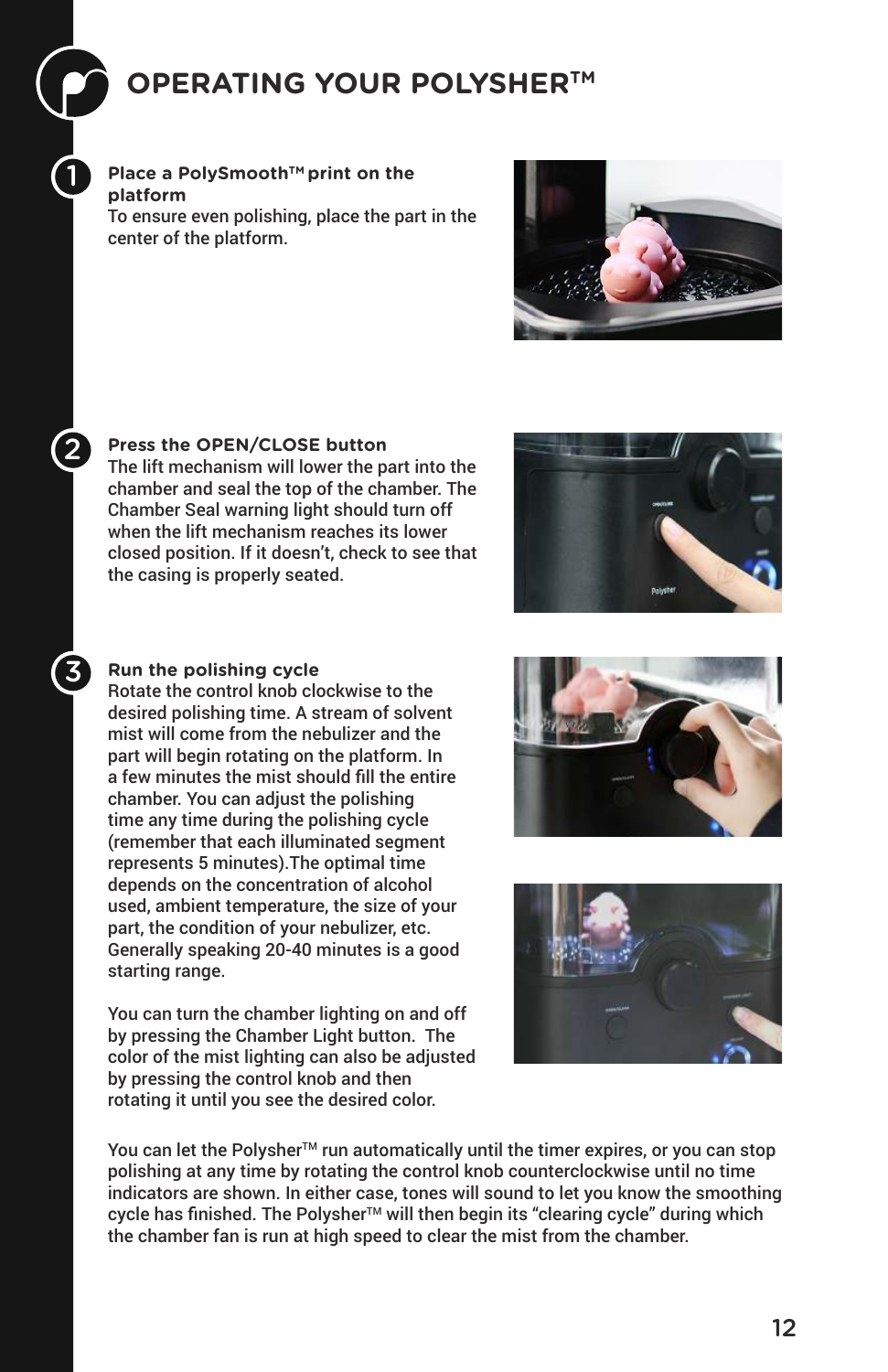# OPERATING YOUR POLYSHER™

1. **Place a PolySmooth™ print on the platform**
   To ensure even polishing, place the part in the center of the platform.

2. **Press the OPEN/CLOSE button**
   The lift mechanism will lower the part into the chamber and seal the top of the chamber. The Chamber Seal warning light should turn off when the lift mechanism reaches its lower closed position. If it doesn't, check to see that the casing is properly seated.

3. **Run the polishing cycle**
   Rotate the control knob clockwise to the desired polishing time. A stream of solvent mist will come from the nebulizer and the part will begin rotating on the platform. In a few minutes the mist should fill the entire chamber. You can adjust the polishing time any time during the polishing cycle (remember that each illuminated segment represents 5 minutes).The optimal time depends on the concentration of alcohol used, ambient temperature, the size of your part, the condition of your nebulizer, etc. Generally speaking 20-40 minutes is a good starting range.

   You can turn the chamber lighting on and off by pressing the Chamber Light button. The color of the mist lighting can also be adjusted by pressing the control knob and then rotating it until you see the desired color.

You can let the Polysher™ run automatically until the timer expires, or you can stop polishing at any time by rotating the control knob counterclockwise until no time indicators are shown. In either case, tones will sound to let you know the smoothing cycle has finished. The Polysher™ will then begin its "clearing cycle" during which the chamber fan is run at high speed to clear the mist from the chamber.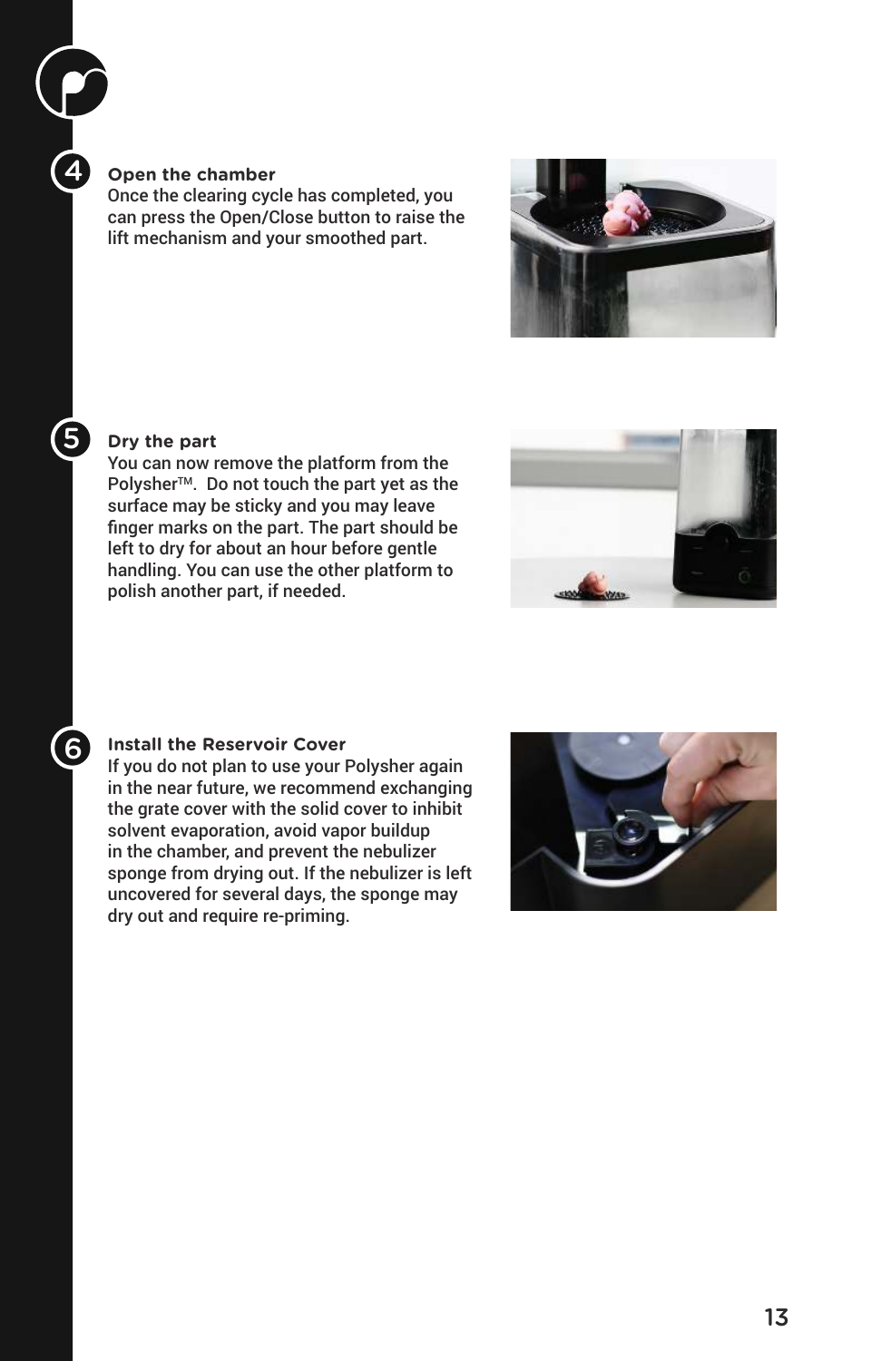## 4 Open the chamber

Once the clearing cycle has completed, you can press the Open/Close button to raise the lift mechanism and your smoothed part.

## 5 Dry the part

You can now remove the platform from the Polysher™. Do not touch the part yet as the surface may be sticky and you may leave finger marks on the part. The part should be left to dry for about an hour before gentle handling. You can use the other platform to polish another part, if needed.

## 6 Install the Reservoir Cover

If you do not plan to use your Polysher again in the near future, we recommend exchanging the grate cover with the solid cover to inhibit solvent evaporation, avoid vapor buildup in the chamber, and prevent the nebulizer sponge from drying out. If the nebulizer is left uncovered for several days, the sponge may dry out and require re-priming.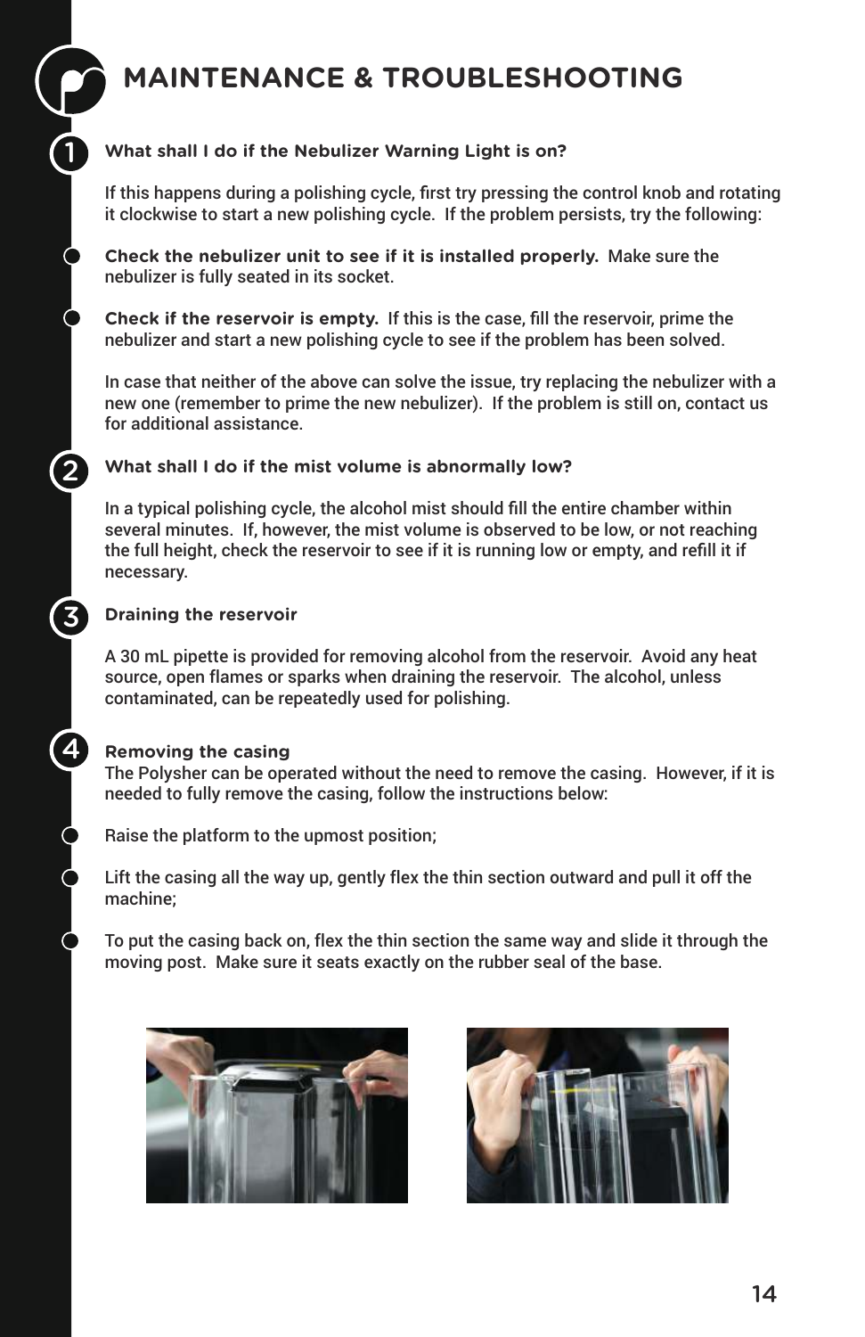# MAINTENANCE & TROUBLESHOOTING

## 1 What shall I do if the Nebulizer Warning Light is on?

If this happens during a polishing cycle, first try pressing the control knob and rotating it clockwise to start a new polishing cycle. If the problem persists, try the following:

- **Check the nebulizer unit to see if it is installed properly.** Make sure the nebulizer is fully seated in its socket.
- **Check if the reservoir is empty.** If this is the case, fill the reservoir, prime the nebulizer and start a new polishing cycle to see if the problem has been solved.

In case that neither of the above can solve the issue, try replacing the nebulizer with a new one (remember to prime the new nebulizer). If the problem is still on, contact us for additional assistance.

## 2 What shall I do if the mist volume is abnormally low?

In a typical polishing cycle, the alcohol mist should fill the entire chamber within several minutes. If, however, the mist volume is observed to be low, or not reaching the full height, check the reservoir to see if it is running low or empty, and refill it if necessary.

## 3 Draining the reservoir

A 30 mL pipette is provided for removing alcohol from the reservoir. Avoid any heat source, open flames or sparks when draining the reservoir. The alcohol, unless contaminated, can be repeatedly used for polishing.

## 4 Removing the casing

The Polysher can be operated without the need to remove the casing. However, if it is needed to fully remove the casing, follow the instructions below:

- Raise the platform to the upmost position;
- Lift the casing all the way up, gently flex the thin section outward and pull it off the machine;
- To put the casing back on, flex the thin section the same way and slide it through the moving post. Make sure it seats exactly on the rubber seal of the base.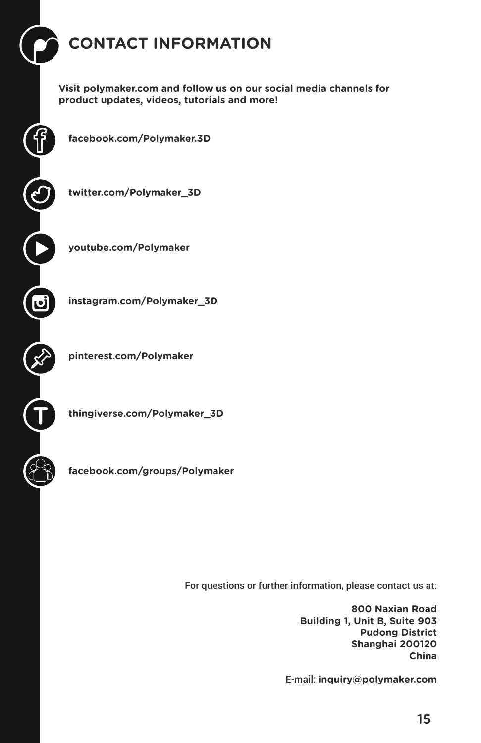# CONTACT INFORMATION

**Visit polymaker.com and follow us on our social media channels for product updates, videos, tutorials and more!**

**facebook.com/Polymaker.3D**

**twitter.com/Polymaker_3D**

**youtube.com/Polymaker**

**instagram.com/Polymaker_3D**

**pinterest.com/Polymaker**

**thingiverse.com/Polymaker_3D**

**facebook.com/groups/Polymaker**

For questions or further information, please contact us at:

**800 Naxian Road**
**Building 1, Unit B, Suite 903**
**Pudong District**
**Shanghai 200120**
**China**

E-mail: **inquiry@polymaker.com**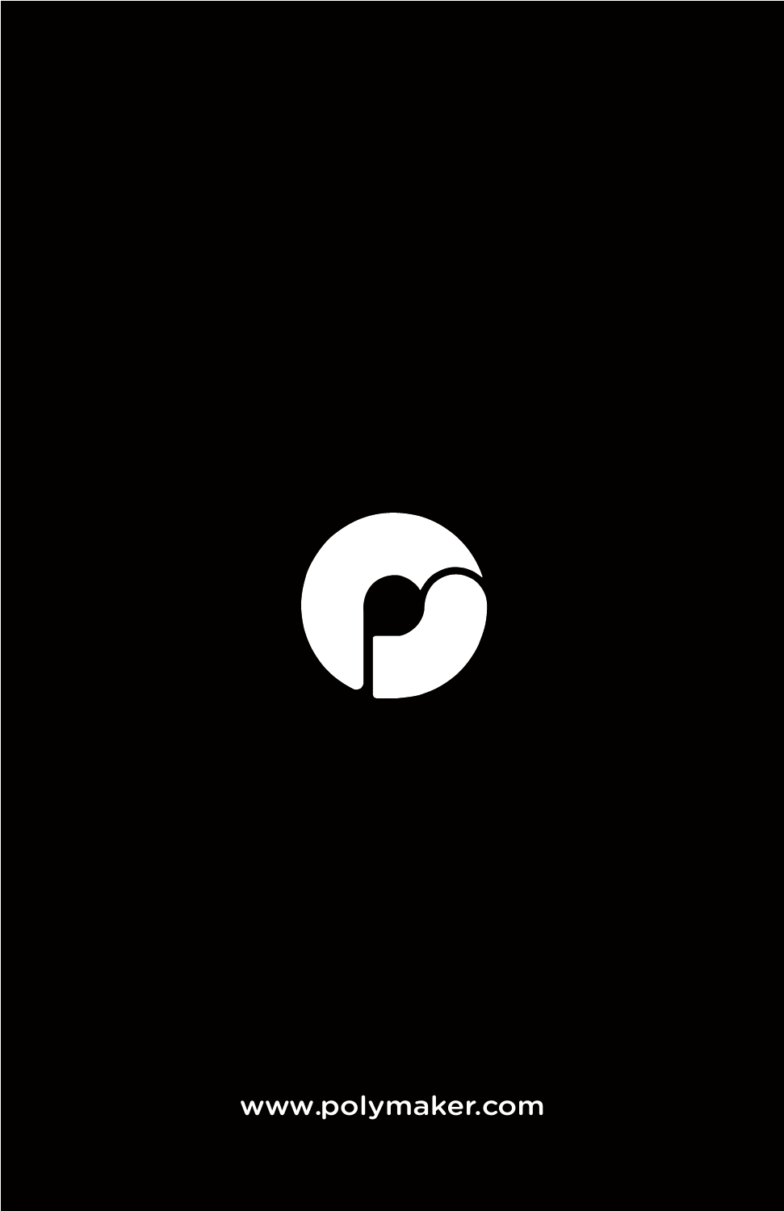www.polymaker.com